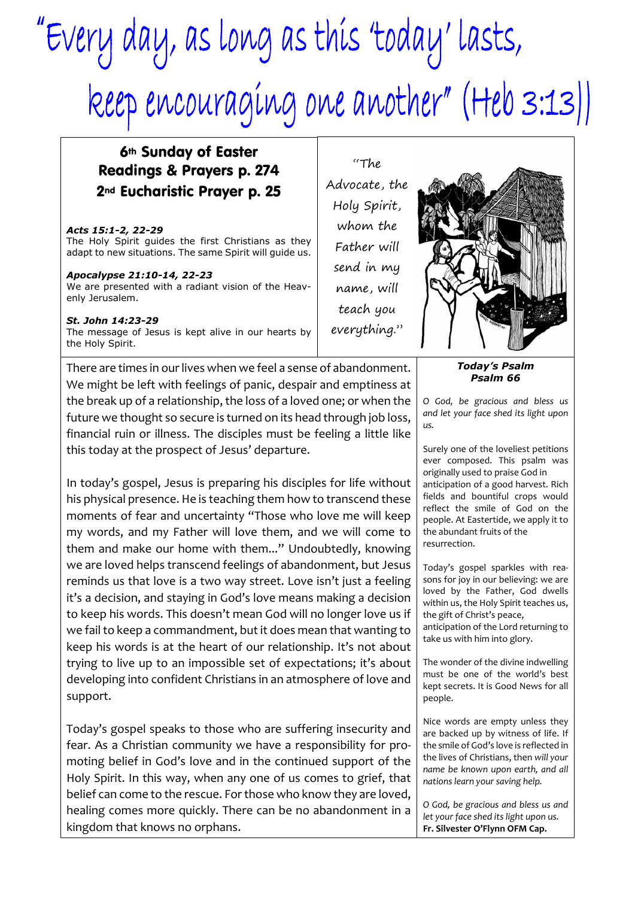# "Every day, as long as this 'today' lasts, keep encouraging one another" (Heb 3:13)

## 6th Sunday of Easter
## Readings & Prayers p. 274
## 2nd Eucharistic Prayer p. 25

***Acts 15:1-2, 22-29***
The Holy Spirit guides the first Christians as they adapt to new situations. The same Spirit will guide us.

***Apocalypse 21:10-14, 22-23***
We are presented with a radiant vision of the Heavenly Jerusalem.

***St. John 14:23-29***
The message of Jesus is kept alive in our hearts by the Holy Spirit.

"The Advocate, the Holy Spirit, whom the Father will send in my name, will teach you everything."

There are times in our lives when we feel a sense of abandonment. We might be left with feelings of panic, despair and emptiness at the break up of a relationship, the loss of a loved one; or when the future we thought so secure is turned on its head through job loss, financial ruin or illness. The disciples must be feeling a little like this today at the prospect of Jesus' departure.

In today's gospel, Jesus is preparing his disciples for life without his physical presence. He is teaching them how to transcend these moments of fear and uncertainty "Those who love me will keep my words, and my Father will love them, and we will come to them and make our home with them..." Undoubtedly, knowing we are loved helps transcend feelings of abandonment, but Jesus reminds us that love is a two way street. Love isn't just a feeling it's a decision, and staying in God's love means making a decision to keep his words. This doesn't mean God will no longer love us if we fail to keep a commandment, but it does mean that wanting to keep his words is at the heart of our relationship. It's not about trying to live up to an impossible set of expectations; it's about developing into confident Christians in an atmosphere of love and support.

Today's gospel speaks to those who are suffering insecurity and fear. As a Christian community we have a responsibility for promoting belief in God's love and in the continued support of the Holy Spirit. In this way, when any one of us comes to grief, that belief can come to the rescue. For those who know they are loved, healing comes more quickly. There can be no abandonment in a kingdom that knows no orphans.

***Today's Psalm***
***Psalm 66***

*O God, be gracious and bless us and let your face shed its light upon us.*

Surely one of the loveliest petitions ever composed. This psalm was originally used to praise God in anticipation of a good harvest. Rich fields and bountiful crops would reflect the smile of God on the people. At Eastertide, we apply it to the abundant fruits of the resurrection.

Today's gospel sparkles with reasons for joy in our believing: we are loved by the Father, God dwells within us, the Holy Spirit teaches us, the gift of Christ's peace, anticipation of the Lord returning to take us with him into glory.

The wonder of the divine indwelling must be one of the world's best kept secrets. It is Good News for all people.

Nice words are empty unless they are backed up by witness of life. If the smile of God's love is reflected in the lives of Christians, then *will your name be known upon earth, and all nations learn your saving help.*

*O God, be gracious and bless us and let your face shed its light upon us.*
**Fr. Silvester O'Flynn OFM Cap.**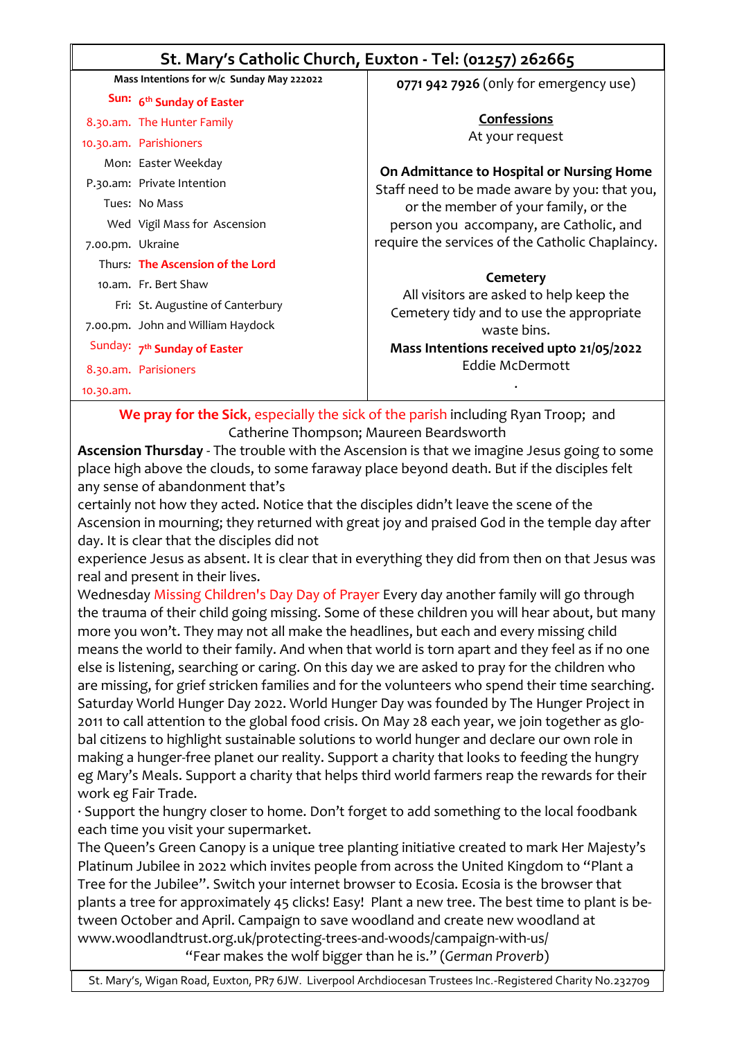# St. Mary's Catholic Church, Euxton - Tel: (01257) 262665

**Mass Intentions for w/c Sunday May 222022**

| | |
|---|---|
| Sun: | **6th Sunday of Easter** |
| 8.30.am. | The Hunter Family |
| 10.30.am. | Parishioners |
| Mon: | Easter Weekday |
| P.30.am: | Private Intention |
| Tues: | No Mass |
| Wed | Vigil Mass for Ascension |
| 7.00.pm. | Ukraine |
| Thurs: | **The Ascension of the Lord** |
| 10.am. | Fr. Bert Shaw |
| Fri: | St. Augustine of Canterbury |
| 7.00.pm. | John and William Haydock |
| Sunday: | **7th Sunday of Easter** |
| 8.30.am. | Parisioners |
| 10.30.am. | |

**0771 942 7926** (only for emergency use)

**Confessions**

At your request

**On Admittance to Hospital or Nursing Home**

Staff need to be made aware by you: that you, or the member of your family, or the person you accompany, are Catholic, and require the services of the Catholic Chaplaincy.

**Cemetery**

All visitors are asked to help keep the Cemetery tidy and to use the appropriate waste bins.

**Mass Intentions received upto 21/05/2022**

Eddie McDermott

.

**We pray for the Sick**, especially the sick of the parish including Ryan Troop; and Catherine Thompson; Maureen Beardsworth

**Ascension Thursday** - The trouble with the Ascension is that we imagine Jesus going to some place high above the clouds, to some faraway place beyond death. But if the disciples felt any sense of abandonment that's
certainly not how they acted. Notice that the disciples didn't leave the scene of the Ascension in mourning; they returned with great joy and praised God in the temple day after day. It is clear that the disciples did not
experience Jesus as absent. It is clear that in everything they did from then on that Jesus was real and present in their lives.

Wednesday Missing Children's Day Day of Prayer Every day another family will go through the trauma of their child going missing. Some of these children you will hear about, but many more you won't. They may not all make the headlines, but each and every missing child means the world to their family. And when that world is torn apart and they feel as if no one else is listening, searching or caring. On this day we are asked to pray for the children who are missing, for grief stricken families and for the volunteers who spend their time searching.

Saturday World Hunger Day 2022. World Hunger Day was founded by The Hunger Project in 2011 to call attention to the global food crisis. On May 28 each year, we join together as global citizens to highlight sustainable solutions to world hunger and declare our own role in making a hunger-free planet our reality. Support a charity that looks to feeding the hungry eg Mary's Meals. Support a charity that helps third world farmers reap the rewards for their work eg Fair Trade.

· Support the hungry closer to home. Don't forget to add something to the local foodbank each time you visit your supermarket.

The Queen's Green Canopy is a unique tree planting initiative created to mark Her Majesty's Platinum Jubilee in 2022 which invites people from across the United Kingdom to "Plant a Tree for the Jubilee". Switch your internet browser to Ecosia. Ecosia is the browser that plants a tree for approximately 45 clicks! Easy! Plant a new tree. The best time to plant is between October and April. Campaign to save woodland and create new woodland at www.woodlandtrust.org.uk/protecting-trees-and-woods/campaign-with-us/

"Fear makes the wolf bigger than he is." (*German Proverb*)

St. Mary's, Wigan Road, Euxton, PR7 6JW. Liverpool Archdiocesan Trustees Inc.-Registered Charity No.232709